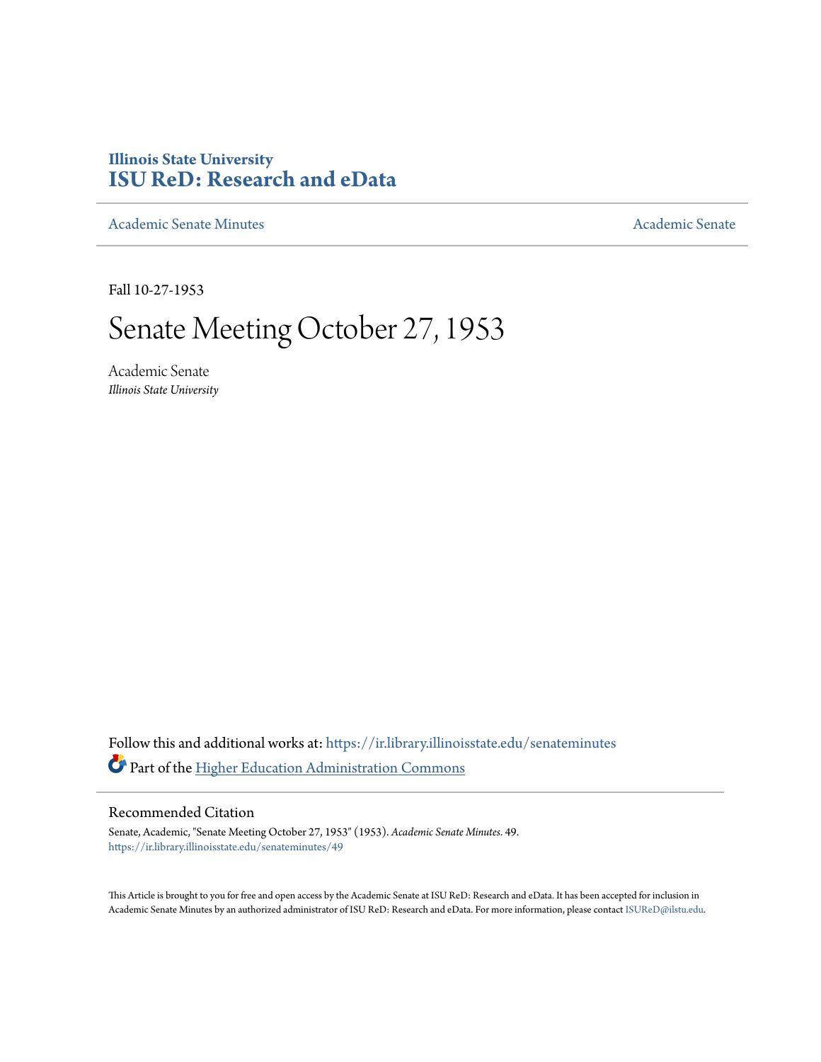Illinois State University
# ISU ReD: Research and eData

Academic Senate Minutes | Academic Senate

Fall 10-27-1953

# Senate Meeting October 27, 1953

Academic Senate
*Illinois State University*

Follow this and additional works at: https://ir.library.illinoisstate.edu/senateminutes

Part of the Higher Education Administration Commons

## Recommended Citation

Senate, Academic, "Senate Meeting October 27, 1953" (1953). *Academic Senate Minutes*. 49.
https://ir.library.illinoisstate.edu/senateminutes/49

This Article is brought to you for free and open access by the Academic Senate at ISU ReD: Research and eData. It has been accepted for inclusion in Academic Senate Minutes by an authorized administrator of ISU ReD: Research and eData. For more information, please contact ISUReD@ilstu.edu.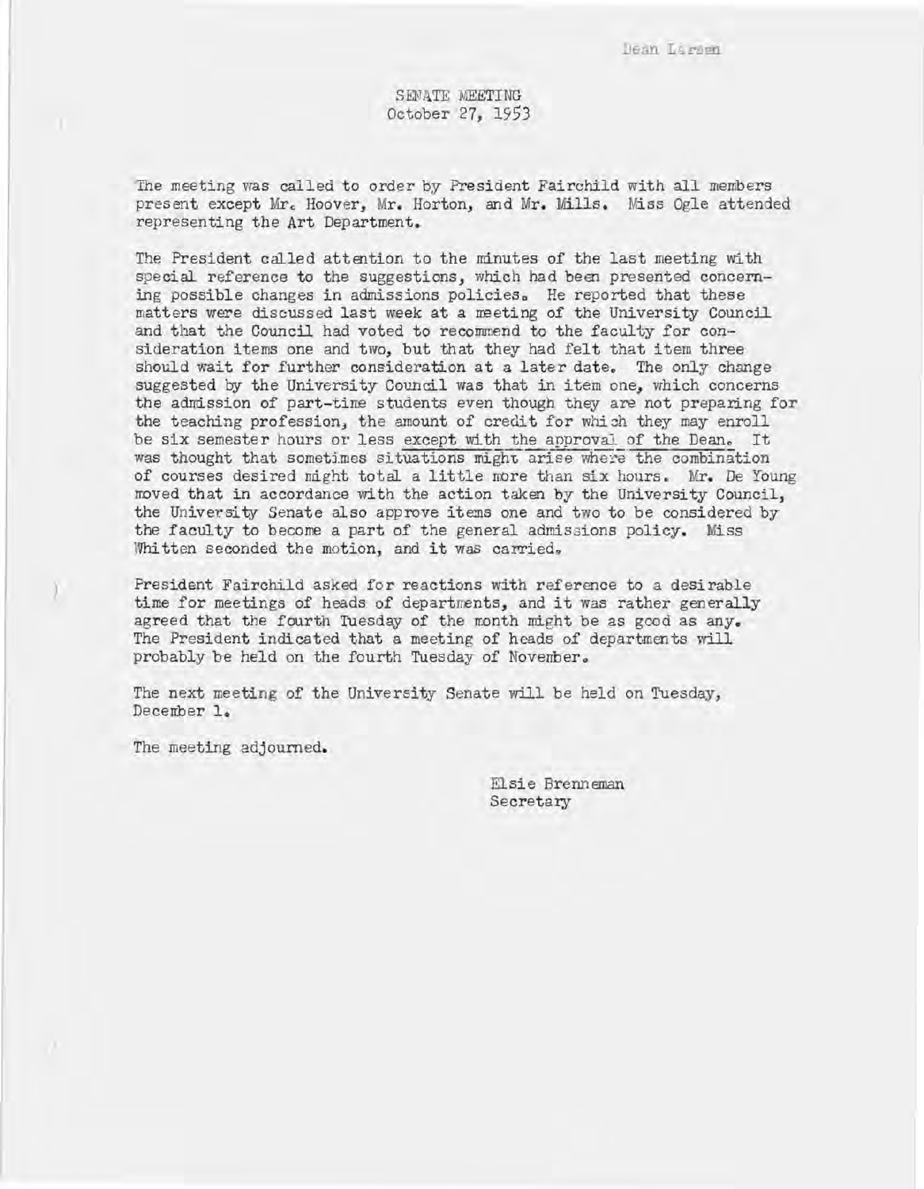Dean Larsen

SENATE MEETING
October 27, 1953

The meeting was called to order by President Fairchild with all members present except Mr. Hoover, Mr. Horton, and Mr. Mills. Miss Ogle attended representing the Art Department.

The President called attention to the minutes of the last meeting with special reference to the suggestions, which had been presented concerning possible changes in admissions policies. He reported that these matters were discussed last week at a meeting of the University Council and that the Council had voted to recommend to the faculty for consideration items one and two, but that they had felt that item three should wait for further consideration at a later date. The only change suggested by the University Council was that in item one, which concerns the admission of part-time students even though they are not preparing for the teaching profession, the amount of credit for which they may enroll be six semester hours or less except with the approval of the Dean. It was thought that sometimes situations might arise where the combination of courses desired might total a little more than six hours. Mr. De Young moved that in accordance with the action taken by the University Council, the University Senate also approve items one and two to be considered by the faculty to become a part of the general admissions policy. Miss Whitten seconded the motion, and it was carried.

President Fairchild asked for reactions with reference to a desirable time for meetings of heads of departments, and it was rather generally agreed that the fourth Tuesday of the month might be as good as any. The President indicated that a meeting of heads of departments will probably be held on the fourth Tuesday of November.

The next meeting of the University Senate will be held on Tuesday, December 1.

The meeting adjourned.

Elsie Brenneman
Secretary